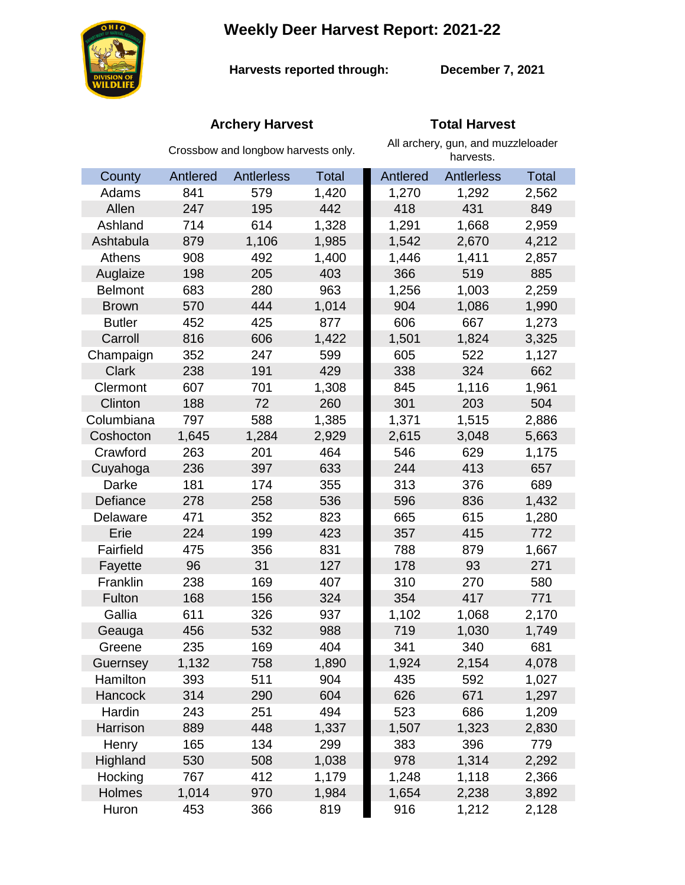# Weekly Deer Harvest Report: 2021-22

**Harvests reported through:** **December 7, 2021**

| County | Archery Harvest<br>Crossbow and longbow harvests only. | | | Total Harvest<br>All archery, gun, and muzzleloader harvests. | | |
|---|---|---|---|---|---|---|
| | Antlered | Antlerless | Total | Antlered | Antlerless | Total |
| Adams | 841 | 579 | 1,420 | 1,270 | 1,292 | 2,562 |
| Allen | 247 | 195 | 442 | 418 | 431 | 849 |
| Ashland | 714 | 614 | 1,328 | 1,291 | 1,668 | 2,959 |
| Ashtabula | 879 | 1,106 | 1,985 | 1,542 | 2,670 | 4,212 |
| Athens | 908 | 492 | 1,400 | 1,446 | 1,411 | 2,857 |
| Auglaize | 198 | 205 | 403 | 366 | 519 | 885 |
| Belmont | 683 | 280 | 963 | 1,256 | 1,003 | 2,259 |
| Brown | 570 | 444 | 1,014 | 904 | 1,086 | 1,990 |
| Butler | 452 | 425 | 877 | 606 | 667 | 1,273 |
| Carroll | 816 | 606 | 1,422 | 1,501 | 1,824 | 3,325 |
| Champaign | 352 | 247 | 599 | 605 | 522 | 1,127 |
| Clark | 238 | 191 | 429 | 338 | 324 | 662 |
| Clermont | 607 | 701 | 1,308 | 845 | 1,116 | 1,961 |
| Clinton | 188 | 72 | 260 | 301 | 203 | 504 |
| Columbiana | 797 | 588 | 1,385 | 1,371 | 1,515 | 2,886 |
| Coshocton | 1,645 | 1,284 | 2,929 | 2,615 | 3,048 | 5,663 |
| Crawford | 263 | 201 | 464 | 546 | 629 | 1,175 |
| Cuyahoga | 236 | 397 | 633 | 244 | 413 | 657 |
| Darke | 181 | 174 | 355 | 313 | 376 | 689 |
| Defiance | 278 | 258 | 536 | 596 | 836 | 1,432 |
| Delaware | 471 | 352 | 823 | 665 | 615 | 1,280 |
| Erie | 224 | 199 | 423 | 357 | 415 | 772 |
| Fairfield | 475 | 356 | 831 | 788 | 879 | 1,667 |
| Fayette | 96 | 31 | 127 | 178 | 93 | 271 |
| Franklin | 238 | 169 | 407 | 310 | 270 | 580 |
| Fulton | 168 | 156 | 324 | 354 | 417 | 771 |
| Gallia | 611 | 326 | 937 | 1,102 | 1,068 | 2,170 |
| Geauga | 456 | 532 | 988 | 719 | 1,030 | 1,749 |
| Greene | 235 | 169 | 404 | 341 | 340 | 681 |
| Guernsey | 1,132 | 758 | 1,890 | 1,924 | 2,154 | 4,078 |
| Hamilton | 393 | 511 | 904 | 435 | 592 | 1,027 |
| Hancock | 314 | 290 | 604 | 626 | 671 | 1,297 |
| Hardin | 243 | 251 | 494 | 523 | 686 | 1,209 |
| Harrison | 889 | 448 | 1,337 | 1,507 | 1,323 | 2,830 |
| Henry | 165 | 134 | 299 | 383 | 396 | 779 |
| Highland | 530 | 508 | 1,038 | 978 | 1,314 | 2,292 |
| Hocking | 767 | 412 | 1,179 | 1,248 | 1,118 | 2,366 |
| Holmes | 1,014 | 970 | 1,984 | 1,654 | 2,238 | 3,892 |
| Huron | 453 | 366 | 819 | 916 | 1,212 | 2,128 |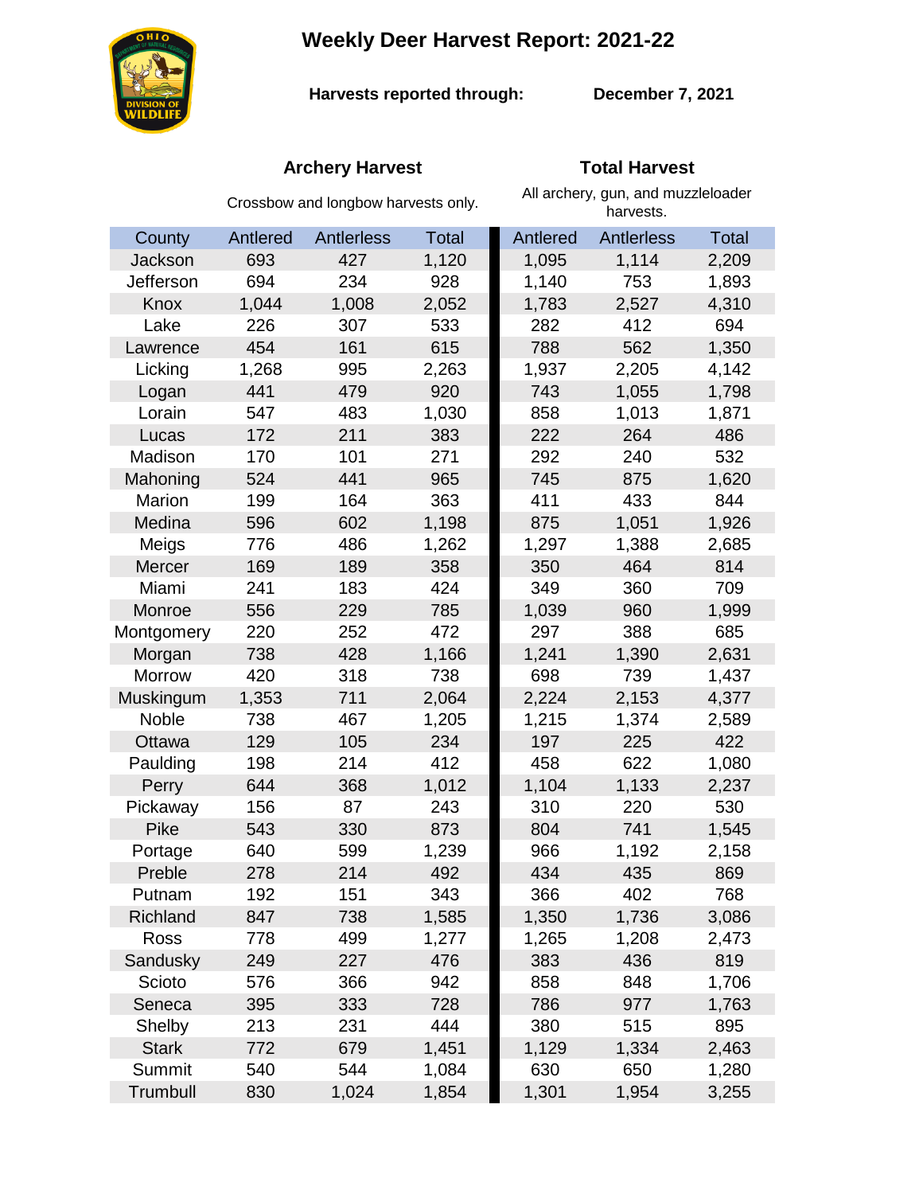# Weekly Deer Harvest Report: 2021-22

**Harvests reported through:** **December 7, 2021**

| County | Archery Harvest<br>Crossbow and longbow harvests only. | | | Total Harvest<br>All archery, gun, and muzzleloader harvests. | | |
|---|---|---|---|---|---|---|
| | Antlered | Antlerless | Total | Antlered | Antlerless | Total |
| Jackson | 693 | 427 | 1,120 | 1,095 | 1,114 | 2,209 |
| Jefferson | 694 | 234 | 928 | 1,140 | 753 | 1,893 |
| Knox | 1,044 | 1,008 | 2,052 | 1,783 | 2,527 | 4,310 |
| Lake | 226 | 307 | 533 | 282 | 412 | 694 |
| Lawrence | 454 | 161 | 615 | 788 | 562 | 1,350 |
| Licking | 1,268 | 995 | 2,263 | 1,937 | 2,205 | 4,142 |
| Logan | 441 | 479 | 920 | 743 | 1,055 | 1,798 |
| Lorain | 547 | 483 | 1,030 | 858 | 1,013 | 1,871 |
| Lucas | 172 | 211 | 383 | 222 | 264 | 486 |
| Madison | 170 | 101 | 271 | 292 | 240 | 532 |
| Mahoning | 524 | 441 | 965 | 745 | 875 | 1,620 |
| Marion | 199 | 164 | 363 | 411 | 433 | 844 |
| Medina | 596 | 602 | 1,198 | 875 | 1,051 | 1,926 |
| Meigs | 776 | 486 | 1,262 | 1,297 | 1,388 | 2,685 |
| Mercer | 169 | 189 | 358 | 350 | 464 | 814 |
| Miami | 241 | 183 | 424 | 349 | 360 | 709 |
| Monroe | 556 | 229 | 785 | 1,039 | 960 | 1,999 |
| Montgomery | 220 | 252 | 472 | 297 | 388 | 685 |
| Morgan | 738 | 428 | 1,166 | 1,241 | 1,390 | 2,631 |
| Morrow | 420 | 318 | 738 | 698 | 739 | 1,437 |
| Muskingum | 1,353 | 711 | 2,064 | 2,224 | 2,153 | 4,377 |
| Noble | 738 | 467 | 1,205 | 1,215 | 1,374 | 2,589 |
| Ottawa | 129 | 105 | 234 | 197 | 225 | 422 |
| Paulding | 198 | 214 | 412 | 458 | 622 | 1,080 |
| Perry | 644 | 368 | 1,012 | 1,104 | 1,133 | 2,237 |
| Pickaway | 156 | 87 | 243 | 310 | 220 | 530 |
| Pike | 543 | 330 | 873 | 804 | 741 | 1,545 |
| Portage | 640 | 599 | 1,239 | 966 | 1,192 | 2,158 |
| Preble | 278 | 214 | 492 | 434 | 435 | 869 |
| Putnam | 192 | 151 | 343 | 366 | 402 | 768 |
| Richland | 847 | 738 | 1,585 | 1,350 | 1,736 | 3,086 |
| Ross | 778 | 499 | 1,277 | 1,265 | 1,208 | 2,473 |
| Sandusky | 249 | 227 | 476 | 383 | 436 | 819 |
| Scioto | 576 | 366 | 942 | 858 | 848 | 1,706 |
| Seneca | 395 | 333 | 728 | 786 | 977 | 1,763 |
| Shelby | 213 | 231 | 444 | 380 | 515 | 895 |
| Stark | 772 | 679 | 1,451 | 1,129 | 1,334 | 2,463 |
| Summit | 540 | 544 | 1,084 | 630 | 650 | 1,280 |
| Trumbull | 830 | 1,024 | 1,854 | 1,301 | 1,954 | 3,255 |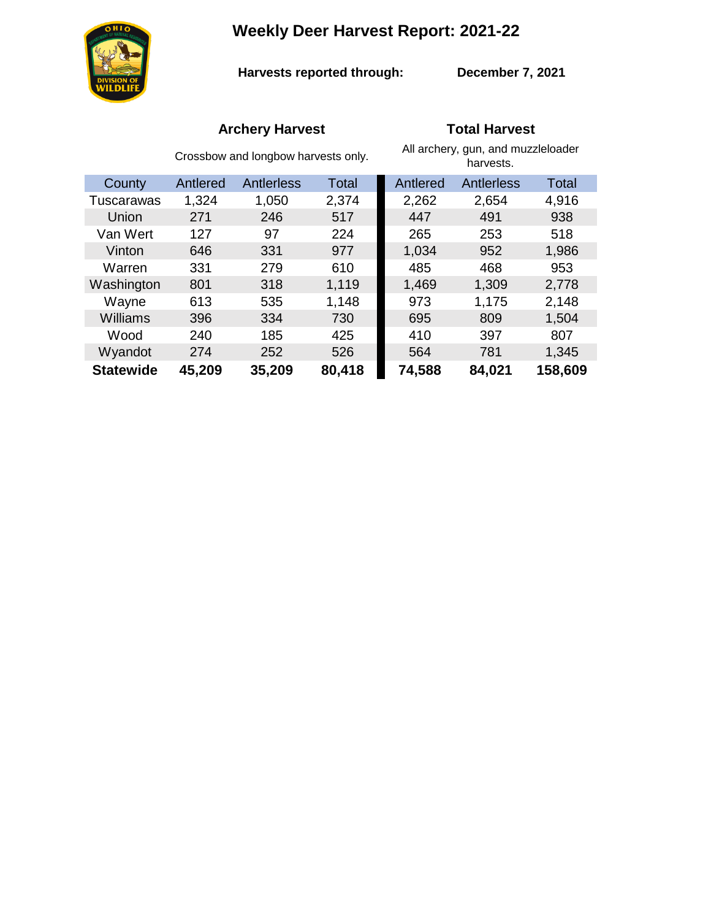# Weekly Deer Harvest Report: 2021-22

**Harvests reported through:** **December 7, 2021**

| | Archery Harvest (Crossbow and longbow harvests only.) | | | Total Harvest (All archery, gun, and muzzleloader harvests.) | | |
|---|---|---|---|---|---|---|
| County | Antlered | Antlerless | Total | Antlered | Antlerless | Total |
| Tuscarawas | 1,324 | 1,050 | 2,374 | 2,262 | 2,654 | 4,916 |
| Union | 271 | 246 | 517 | 447 | 491 | 938 |
| Van Wert | 127 | 97 | 224 | 265 | 253 | 518 |
| Vinton | 646 | 331 | 977 | 1,034 | 952 | 1,986 |
| Warren | 331 | 279 | 610 | 485 | 468 | 953 |
| Washington | 801 | 318 | 1,119 | 1,469 | 1,309 | 2,778 |
| Wayne | 613 | 535 | 1,148 | 973 | 1,175 | 2,148 |
| Williams | 396 | 334 | 730 | 695 | 809 | 1,504 |
| Wood | 240 | 185 | 425 | 410 | 397 | 807 |
| Wyandot | 274 | 252 | 526 | 564 | 781 | 1,345 |
| **Statewide** | **45,209** | **35,209** | **80,418** | **74,588** | **84,021** | **158,609** |